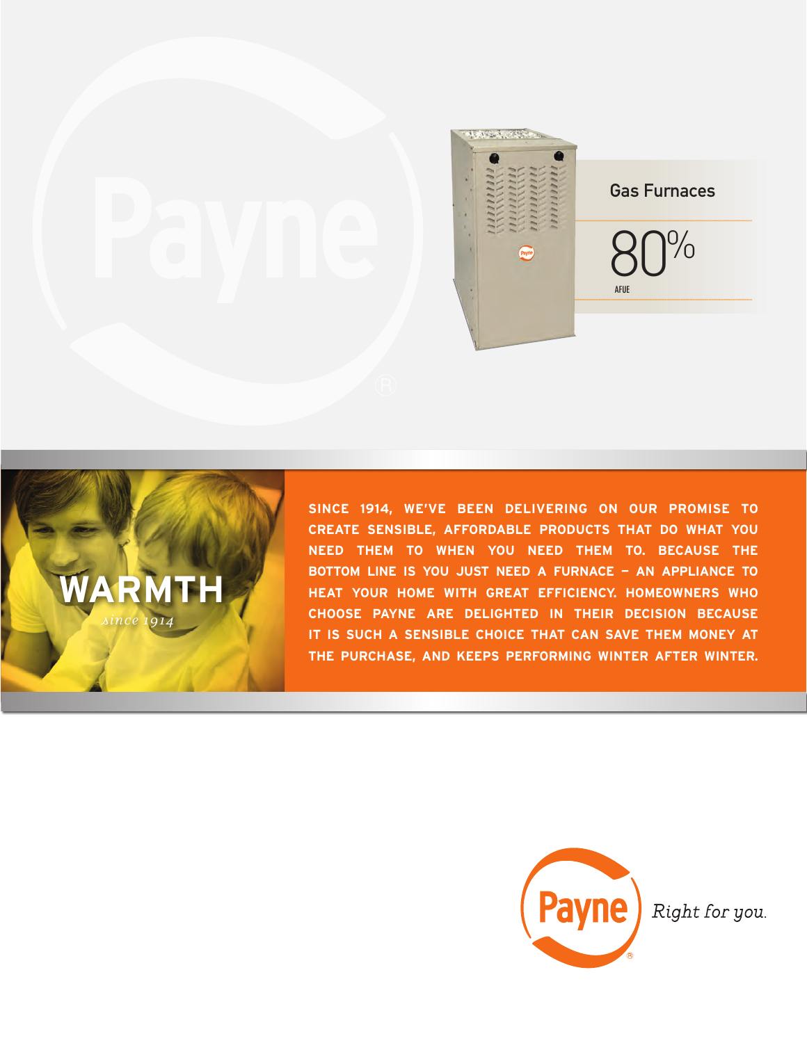# Gas Furnaces

## 80%

AFUE

**WARMTH**

*since 1914*

**SINCE 1914, WE'VE BEEN DELIVERING ON OUR PROMISE TO CREATE SENSIBLE, AFFORDABLE PRODUCTS THAT DO WHAT YOU NEED THEM TO WHEN YOU NEED THEM TO. BECAUSE THE BOTTOM LINE IS YOU JUST NEED A FURNACE – AN APPLIANCE TO HEAT YOUR HOME WITH GREAT EFFICIENCY. HOMEOWNERS WHO CHOOSE PAYNE ARE DELIGHTED IN THEIR DECISION BECAUSE IT IS SUCH A SENSIBLE CHOICE THAT CAN SAVE THEM MONEY AT THE PURCHASE, AND KEEPS PERFORMING WINTER AFTER WINTER.**

Payne® *Right for you.*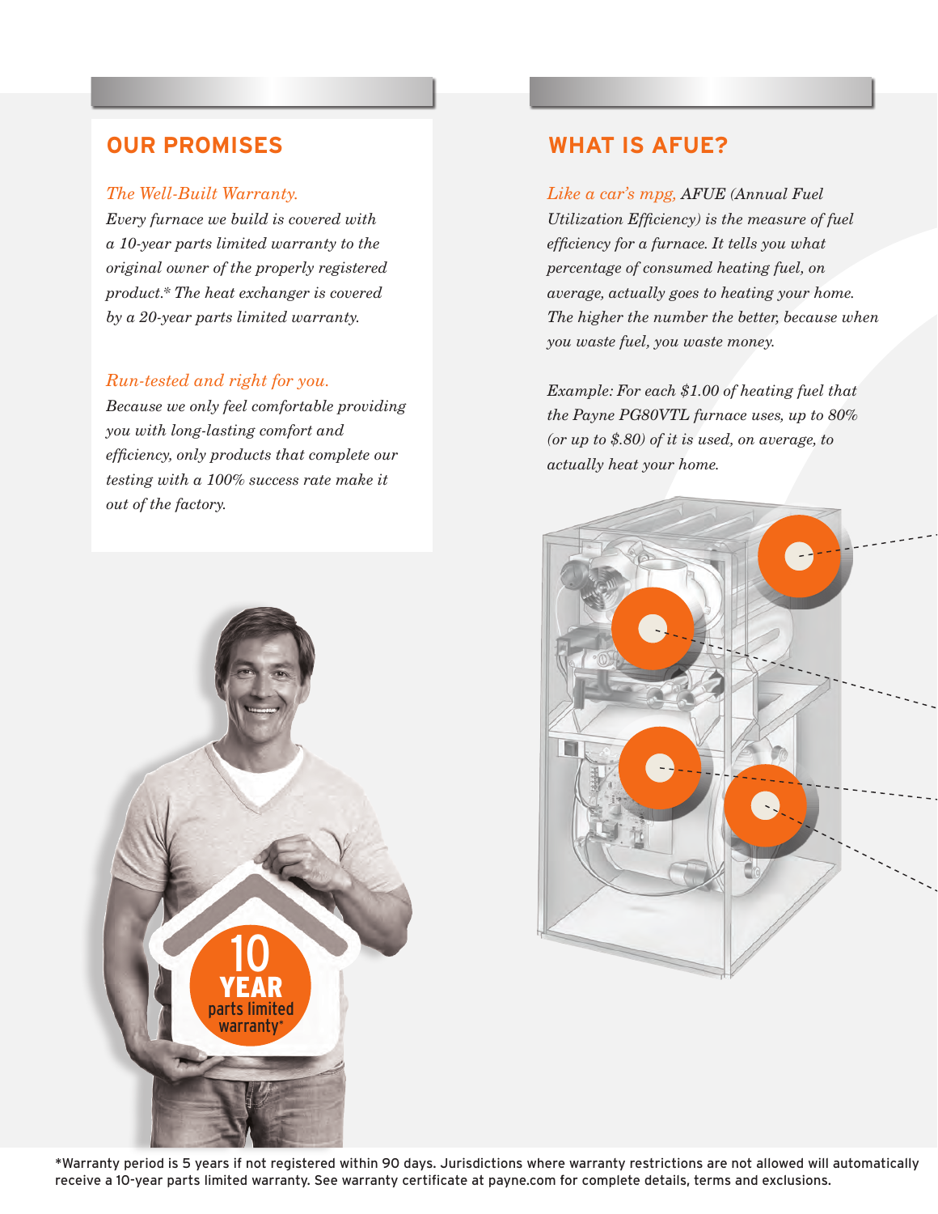## OUR PROMISES

*The Well-Built Warranty.*
*Every furnace we build is covered with a 10-year parts limited warranty to the original owner of the properly registered product.* The heat exchanger is covered by a 20-year parts limited warranty.*

*Run-tested and right for you.*
*Because we only feel comfortable providing you with long-lasting comfort and efficiency, only products that complete our testing with a 100% success rate make it out of the factory.*

10 YEAR parts limited warranty*

## WHAT IS AFUE?

*Like a car's mpg, AFUE (Annual Fuel Utilization Efficiency) is the measure of fuel efficiency for a furnace. It tells you what percentage of consumed heating fuel, on average, actually goes to heating your home. The higher the number the better, because when you waste fuel, you waste money.*

*Example: For each $1.00 of heating fuel that the Payne PG80VTL furnace uses, up to 80% (or up to $.80) of it is used, on average, to actually heat your home.*

*Warranty period is 5 years if not registered within 90 days. Jurisdictions where warranty restrictions are not allowed will automatically receive a 10-year parts limited warranty. See warranty certificate at payne.com for complete details, terms and exclusions.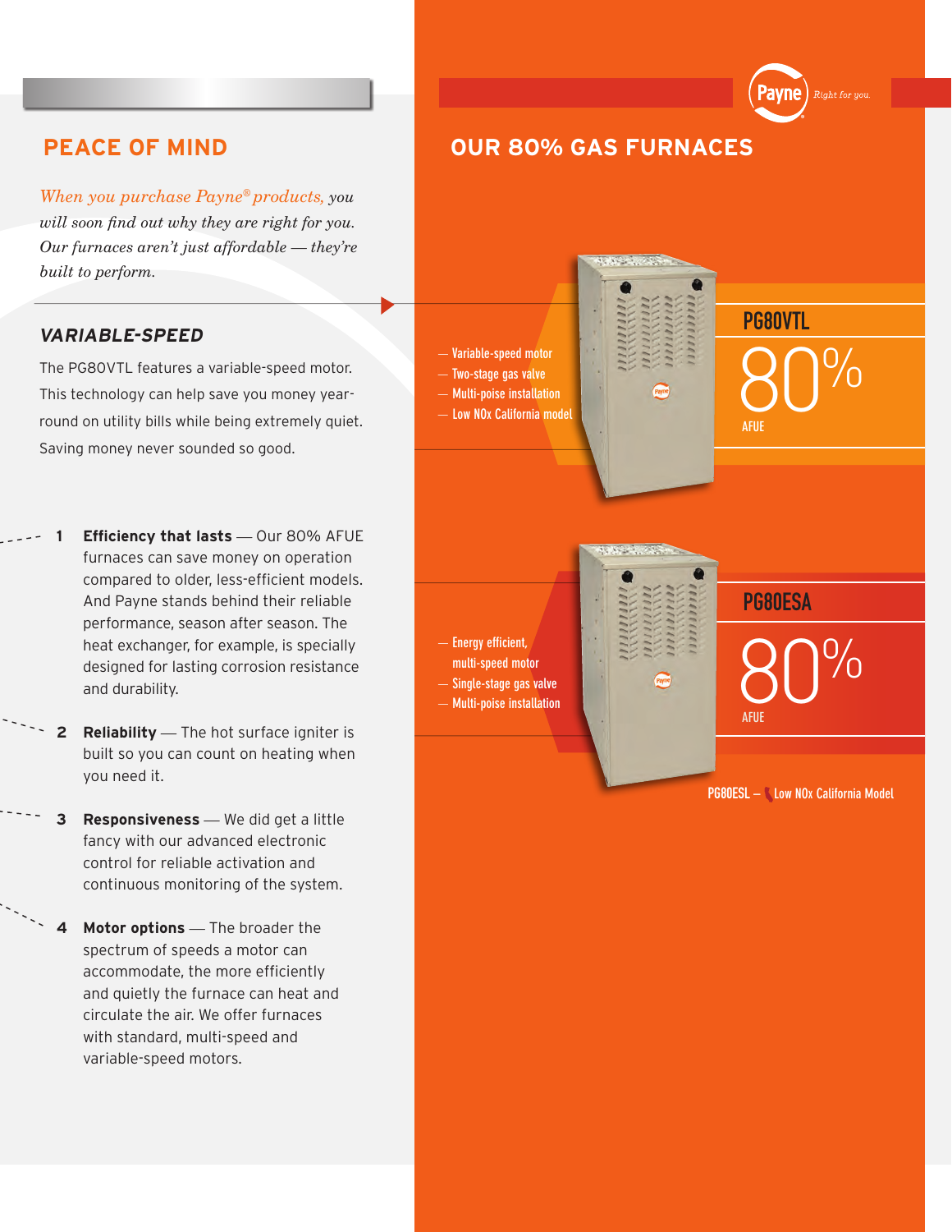## PEACE OF MIND

*When you purchase Payne® products, you will soon find out why they are right for you. Our furnaces aren't just affordable — they're built to perform.*

### *VARIABLE-SPEED*

The PG80VTL features a variable-speed motor. This technology can help save you money year-round on utility bills while being extremely quiet. Saving money never sounded so good.

1. **Efficiency that lasts** — Our 80% AFUE furnaces can save money on operation compared to older, less-efficient models. And Payne stands behind their reliable performance, season after season. The heat exchanger, for example, is specially designed for lasting corrosion resistance and durability.
2. **Reliability** — The hot surface igniter is built so you can count on heating when you need it.
3. **Responsiveness** — We did get a little fancy with our advanced electronic control for reliable activation and continuous monitoring of the system.
4. **Motor options** — The broader the spectrum of speeds a motor can accommodate, the more efficiently and quietly the furnace can heat and circulate the air. We offer furnaces with standard, multi-speed and variable-speed motors.

Payne *Right for you.*

## OUR 80% GAS FURNACES

### PG80VTL

80% AFUE

- Variable-speed motor
- Two-stage gas valve
- Multi-poise installation
- Low NOx California model

### PG80ESA

80% AFUE

- Energy efficient, multi-speed motor
- Single-stage gas valve
- Multi-poise installation

PG80ESL – Low NOx California Model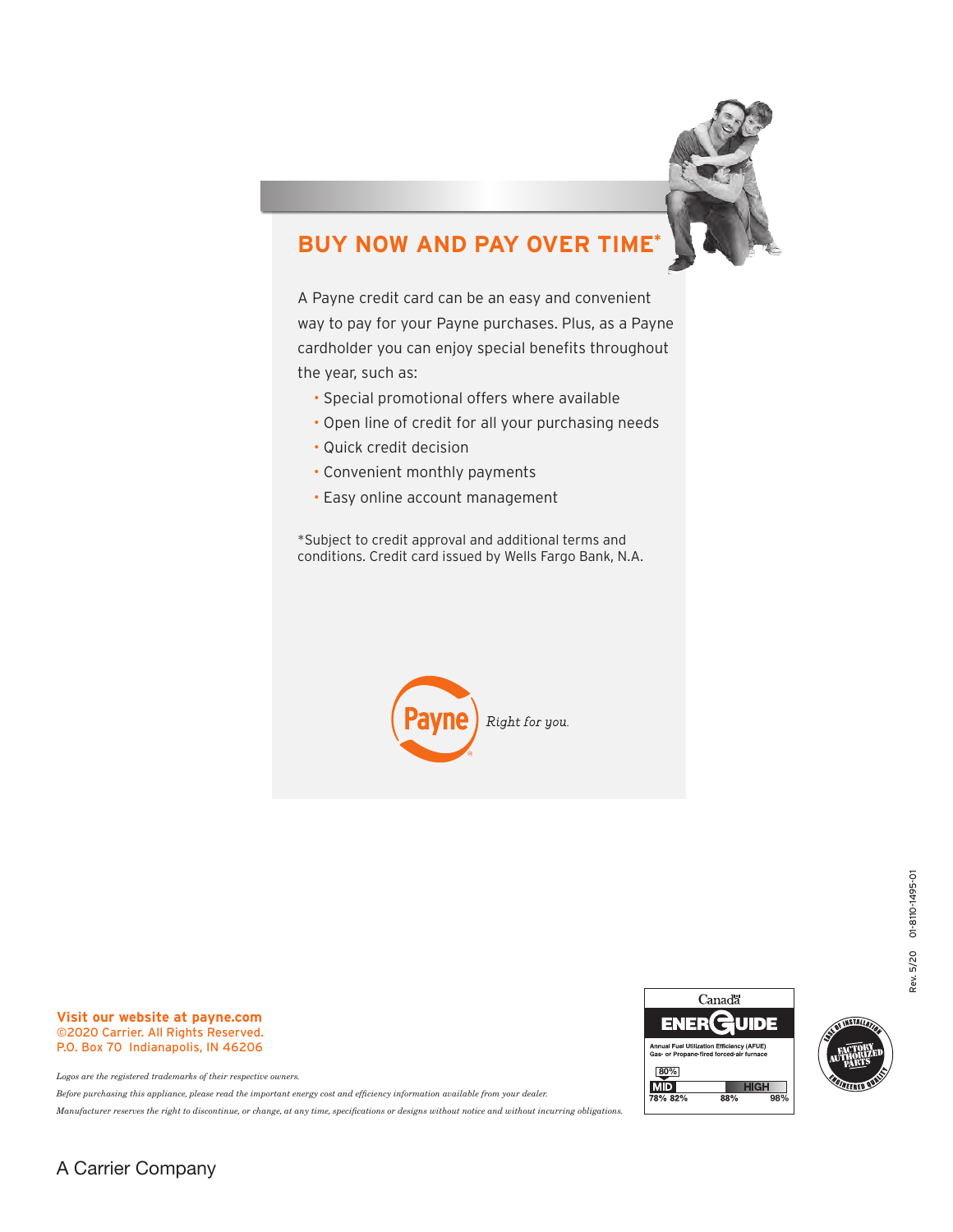## BUY NOW AND PAY OVER TIME*

A Payne credit card can be an easy and convenient way to pay for your Payne purchases. Plus, as a Payne cardholder you can enjoy special benefits throughout the year, such as:

- Special promotional offers where available
- Open line of credit for all your purchasing needs
- Quick credit decision
- Convenient monthly payments
- Easy online account management

*Subject to credit approval and additional terms and conditions. Credit card issued by Wells Fargo Bank, N.A.

Payne *Right for you.*

Canada

ENERGUIDE

Annual Fuel Utilization Efficiency (AFUE)
Gas- or Propane-fired forced-air furnace

80%

MID HIGH

78% 82% 88% 98%

EASE OF INSTALLATION
FACTORY AUTHORIZED PARTS
ENGINEERED QUALITY

Rev. 5/20 01-8110-1495-01

**Visit our website at payne.com**
©2020 Carrier. All Rights Reserved.
P.O. Box 70 Indianapolis, IN 46206

*Logos are the registered trademarks of their respective owners.*

*Before purchasing this appliance, please read the important energy cost and efficiency information available from your dealer.*

*Manufacturer reserves the right to discontinue, or change, at any time, specifications or designs without notice and without incurring obligations.*

A Carrier Company